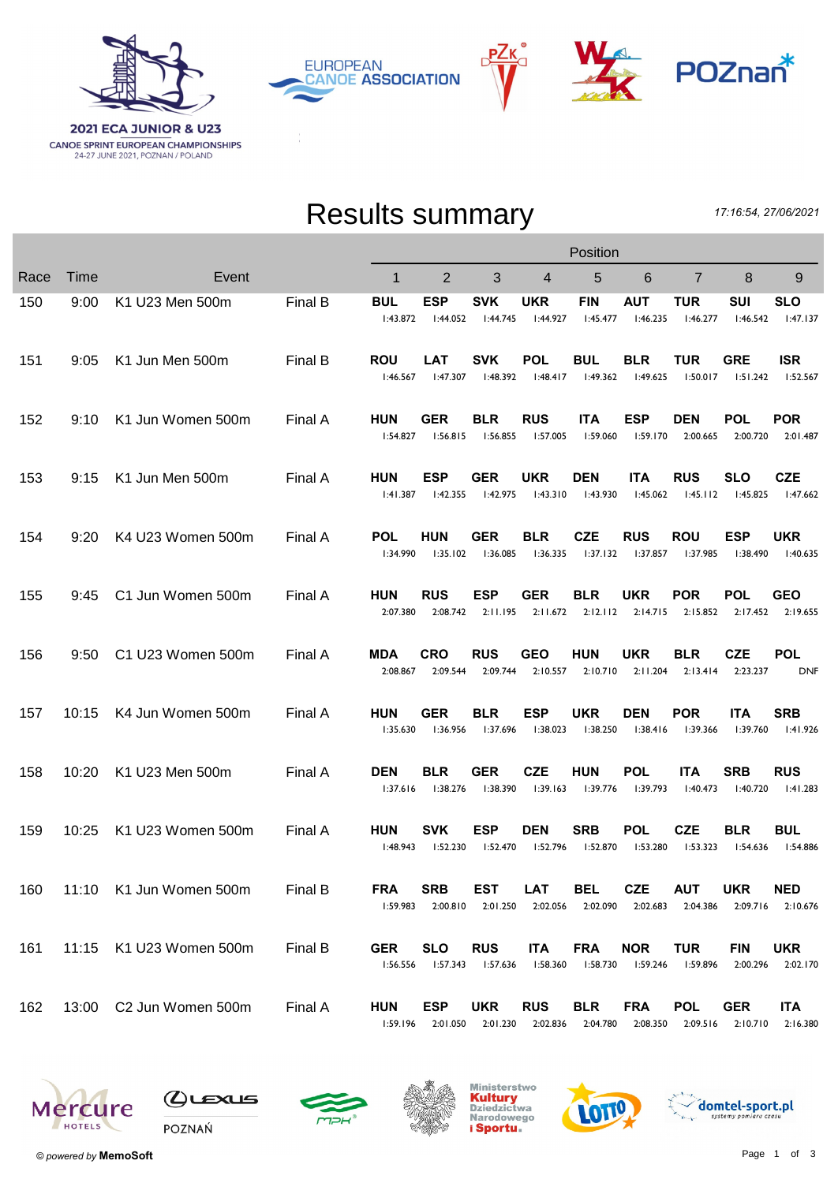2021 ECA JUNIOR & U23
CANOE SPRINT EUROPEAN CHAMPIONSHIPS
24-27 JUNE 2021, POZNAN / POLAND

# Results summary

*17:16:54, 27/06/2021*

| Race | Time | Event | | 1 | 2 | 3 | 4 | 5 | 6 | 7 | 8 | 9 |
|---|---|---|---|---|---|---|---|---|---|---|---|---|
| 150 | 9:00 | K1 U23 Men 500m | Final B | **BUL** 1:43.872 | **ESP** 1:44.052 | **SVK** 1:44.745 | **UKR** 1:44.927 | **FIN** 1:45.477 | **AUT** 1:46.235 | **TUR** 1:46.277 | **SUI** 1:46.542 | **SLO** 1:47.137 |
| 151 | 9:05 | K1 Jun Men 500m | Final B | **ROU** 1:46.567 | **LAT** 1:47.307 | **SVK** 1:48.392 | **POL** 1:48.417 | **BUL** 1:49.362 | **BLR** 1:49.625 | **TUR** 1:50.017 | **GRE** 1:51.242 | **ISR** 1:52.567 |
| 152 | 9:10 | K1 Jun Women 500m | Final A | **HUN** 1:54.827 | **GER** 1:56.815 | **BLR** 1:56.855 | **RUS** 1:57.005 | **ITA** 1:59.060 | **ESP** 1:59.170 | **DEN** 2:00.665 | **POL** 2:00.720 | **POR** 2:01.487 |
| 153 | 9:15 | K1 Jun Men 500m | Final A | **HUN** 1:41.387 | **ESP** 1:42.355 | **GER** 1:42.975 | **UKR** 1:43.310 | **DEN** 1:43.930 | **ITA** 1:45.062 | **RUS** 1:45.112 | **SLO** 1:45.825 | **CZE** 1:47.662 |
| 154 | 9:20 | K4 U23 Women 500m | Final A | **POL** 1:34.990 | **HUN** 1:35.102 | **GER** 1:36.085 | **BLR** 1:36.335 | **CZE** 1:37.132 | **RUS** 1:37.857 | **ROU** 1:37.985 | **ESP** 1:38.490 | **UKR** 1:40.635 |
| 155 | 9:45 | C1 Jun Women 500m | Final A | **HUN** 2:07.380 | **RUS** 2:08.742 | **ESP** 2:11.195 | **GER** 2:11.672 | **BLR** 2:12.112 | **UKR** 2:14.715 | **POR** 2:15.852 | **POL** 2:17.452 | **GEO** 2:19.655 |
| 156 | 9:50 | C1 U23 Women 500m | Final A | **MDA** 2:08.867 | **CRO** 2:09.544 | **RUS** 2:09.744 | **GEO** 2:10.557 | **HUN** 2:10.710 | **UKR** 2:11.204 | **BLR** 2:13.414 | **CZE** 2:23.237 | **POL** DNF |
| 157 | 10:15 | K4 Jun Women 500m | Final A | **HUN** 1:35.630 | **GER** 1:36.956 | **BLR** 1:37.696 | **ESP** 1:38.023 | **UKR** 1:38.250 | **DEN** 1:38.416 | **POR** 1:39.366 | **ITA** 1:39.760 | **SRB** 1:41.926 |
| 158 | 10:20 | K1 U23 Men 500m | Final A | **DEN** 1:37.616 | **BLR** 1:38.276 | **GER** 1:38.390 | **CZE** 1:39.163 | **HUN** 1:39.776 | **POL** 1:39.793 | **ITA** 1:40.473 | **SRB** 1:40.720 | **RUS** 1:41.283 |
| 159 | 10:25 | K1 U23 Women 500m | Final A | **HUN** 1:48.943 | **SVK** 1:52.230 | **ESP** 1:52.470 | **DEN** 1:52.796 | **SRB** 1:52.870 | **POL** 1:53.280 | **CZE** 1:53.323 | **BLR** 1:54.636 | **BUL** 1:54.886 |
| 160 | 11:10 | K1 Jun Women 500m | Final B | **FRA** 1:59.983 | **SRB** 2:00.810 | **EST** 2:01.250 | **LAT** 2:02.056 | **BEL** 2:02.090 | **CZE** 2:02.683 | **AUT** 2:04.386 | **UKR** 2:09.716 | **NED** 2:10.676 |
| 161 | 11:15 | K1 U23 Women 500m | Final B | **GER** 1:56.556 | **SLO** 1:57.343 | **RUS** 1:57.636 | **ITA** 1:58.360 | **FRA** 1:58.730 | **NOR** 1:59.246 | **TUR** 1:59.896 | **FIN** 2:00.296 | **UKR** 2:02.170 |
| 162 | 13:00 | C2 Jun Women 500m | Final A | **HUN** 1:59.196 | **ESP** 2:01.050 | **UKR** 2:01.230 | **RUS** 2:02.836 | **BLR** 2:04.780 | **FRA** 2:08.350 | **POL** 2:09.516 | **GER** 2:10.710 | **ITA** 2:16.380 |

© powered by **MemoSoft**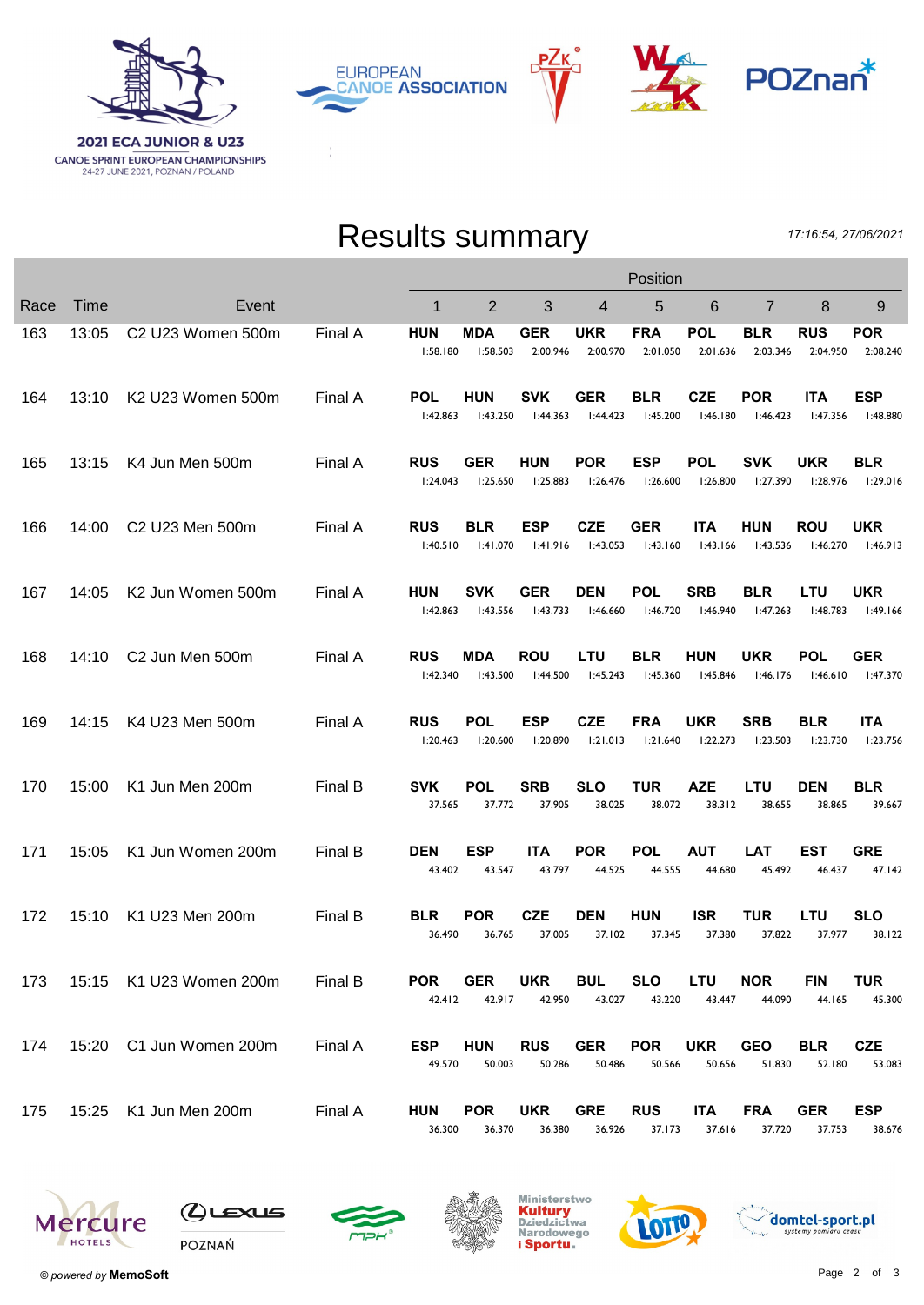2021 ECA JUNIOR & U23
CANOE SPRINT EUROPEAN CHAMPIONSHIPS
24-27 JUNE 2021, POZNAN / POLAND

# Results summary

*17:16:54, 27/06/2021*

| Race | Time | Event | | 1 | 2 | 3 | 4 | 5 | 6 | 7 | 8 | 9 |
|---|---|---|---|---|---|---|---|---|---|---|---|---|
| | | | | Position | | | | | | | | |
| 163 | 13:05 | C2 U23 Women 500m | Final A | **HUN** 1:58.180 | **MDA** 1:58.503 | **GER** 2:00.946 | **UKR** 2:00.970 | **FRA** 2:01.050 | **POL** 2:01.636 | **BLR** 2:03.346 | **RUS** 2:04.950 | **POR** 2:08.240 |
| 164 | 13:10 | K2 U23 Women 500m | Final A | **POL** 1:42.863 | **HUN** 1:43.250 | **SVK** 1:44.363 | **GER** 1:44.423 | **BLR** 1:45.200 | **CZE** 1:46.180 | **POR** 1:46.423 | **ITA** 1:47.356 | **ESP** 1:48.880 |
| 165 | 13:15 | K4 Jun Men 500m | Final A | **RUS** 1:24.043 | **GER** 1:25.650 | **HUN** 1:25.883 | **POR** 1:26.476 | **ESP** 1:26.600 | **POL** 1:26.800 | **SVK** 1:27.390 | **UKR** 1:28.976 | **BLR** 1:29.016 |
| 166 | 14:00 | C2 U23 Men 500m | Final A | **RUS** 1:40.510 | **BLR** 1:41.070 | **ESP** 1:41.916 | **CZE** 1:43.053 | **GER** 1:43.160 | **ITA** 1:43.166 | **HUN** 1:43.536 | **ROU** 1:46.270 | **UKR** 1:46.913 |
| 167 | 14:05 | K2 Jun Women 500m | Final A | **HUN** 1:42.863 | **SVK** 1:43.556 | **GER** 1:43.733 | **DEN** 1:46.660 | **POL** 1:46.720 | **SRB** 1:46.940 | **BLR** 1:47.263 | **LTU** 1:48.783 | **UKR** 1:49.166 |
| 168 | 14:10 | C2 Jun Men 500m | Final A | **RUS** 1:42.340 | **MDA** 1:43.500 | **ROU** 1:44.500 | **LTU** 1:45.243 | **BLR** 1:45.360 | **HUN** 1:45.846 | **UKR** 1:46.176 | **POL** 1:46.610 | **GER** 1:47.370 |
| 169 | 14:15 | K4 U23 Men 500m | Final A | **RUS** 1:20.463 | **POL** 1:20.600 | **ESP** 1:20.890 | **CZE** 1:21.013 | **FRA** 1:21.640 | **UKR** 1:22.273 | **SRB** 1:23.503 | **BLR** 1:23.730 | **ITA** 1:23.756 |
| 170 | 15:00 | K1 Jun Men 200m | Final B | **SVK** 37.565 | **POL** 37.772 | **SRB** 37.905 | **SLO** 38.025 | **TUR** 38.072 | **AZE** 38.312 | **LTU** 38.655 | **DEN** 38.865 | **BLR** 39.667 |
| 171 | 15:05 | K1 Jun Women 200m | Final B | **DEN** 43.402 | **ESP** 43.547 | **ITA** 43.797 | **POR** 44.525 | **POL** 44.555 | **AUT** 44.680 | **LAT** 45.492 | **EST** 46.437 | **GRE** 47.142 |
| 172 | 15:10 | K1 U23 Men 200m | Final B | **BLR** 36.490 | **POR** 36.765 | **CZE** 37.005 | **DEN** 37.102 | **HUN** 37.345 | **ISR** 37.380 | **TUR** 37.822 | **LTU** 37.977 | **SLO** 38.122 |
| 173 | 15:15 | K1 U23 Women 200m | Final B | **POR** 42.412 | **GER** 42.917 | **UKR** 42.950 | **BUL** 43.027 | **SLO** 43.220 | **LTU** 43.447 | **NOR** 44.090 | **FIN** 44.165 | **TUR** 45.300 |
| 174 | 15:20 | C1 Jun Women 200m | Final A | **ESP** 49.570 | **HUN** 50.003 | **RUS** 50.286 | **GER** 50.486 | **POR** 50.566 | **UKR** 50.656 | **GEO** 51.830 | **BLR** 52.180 | **CZE** 53.083 |
| 175 | 15:25 | K1 Jun Men 200m | Final A | **HUN** 36.300 | **POR** 36.370 | **UKR** 36.380 | **GRE** 36.926 | **RUS** 37.173 | **ITA** 37.616 | **FRA** 37.720 | **GER** 37.753 | **ESP** 38.676 |

© *powered by* **MemoSoft**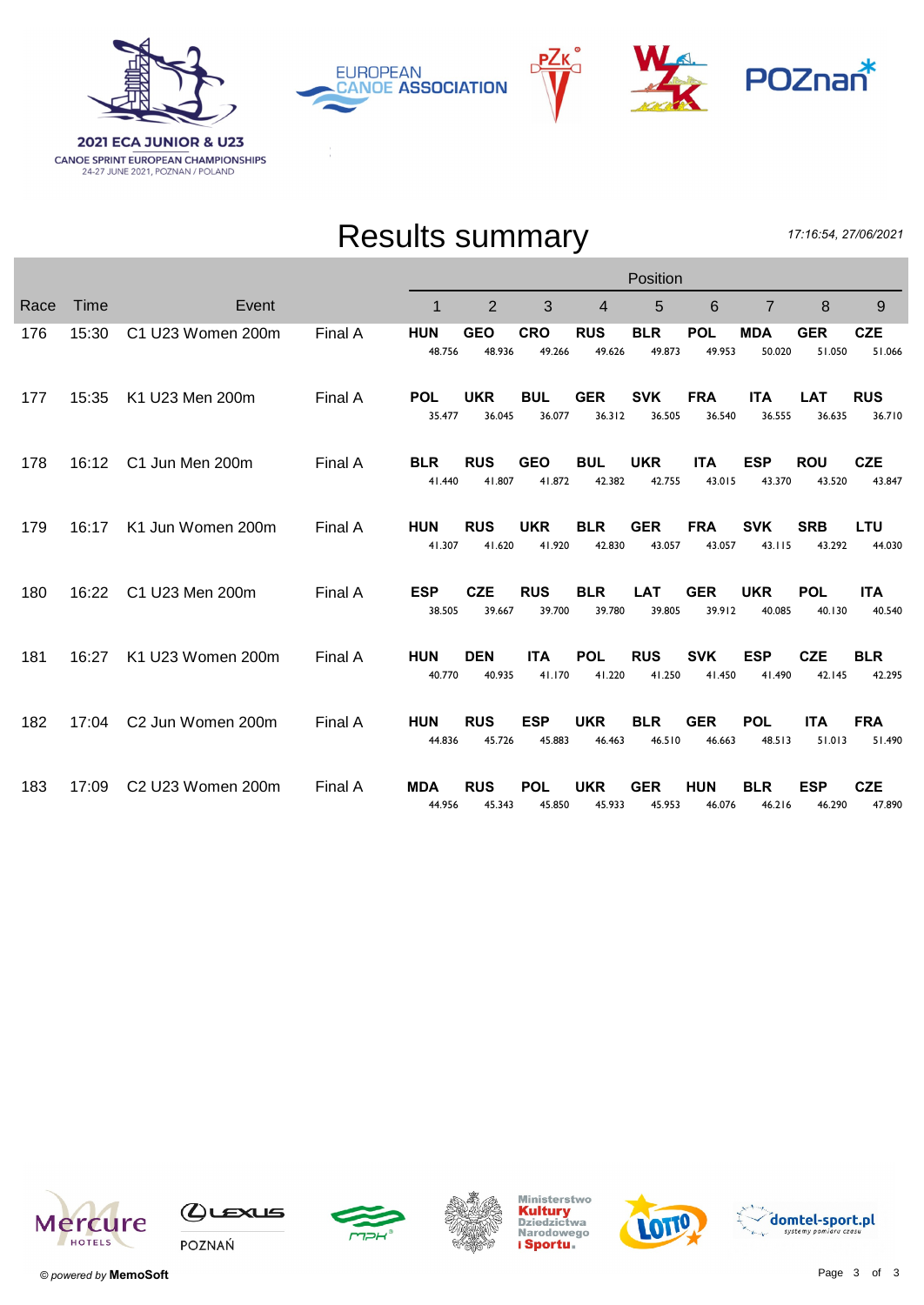2021 ECA JUNIOR & U23
CANOE SPRINT EUROPEAN CHAMPIONSHIPS
24-27 JUNE 2021, POZNAN / POLAND

# Results summary

*17:16:54, 27/06/2021*

| Race | Time | Event | | Position 1 | 2 | 3 | 4 | 5 | 6 | 7 | 8 | 9 |
|---|---|---|---|---|---|---|---|---|---|---|---|---|
| 176 | 15:30 | C1 U23 Women 200m | Final A | **HUN** 48.756 | **GEO** 48.936 | **CRO** 49.266 | **RUS** 49.626 | **BLR** 49.873 | **POL** 49.953 | **MDA** 50.020 | **GER** 51.050 | **CZE** 51.066 |
| 177 | 15:35 | K1 U23 Men 200m | Final A | **POL** 35.477 | **UKR** 36.045 | **BUL** 36.077 | **GER** 36.312 | **SVK** 36.505 | **FRA** 36.540 | **ITA** 36.555 | **LAT** 36.635 | **RUS** 36.710 |
| 178 | 16:12 | C1 Jun Men 200m | Final A | **BLR** 41.440 | **RUS** 41.807 | **GEO** 41.872 | **BUL** 42.382 | **UKR** 42.755 | **ITA** 43.015 | **ESP** 43.370 | **ROU** 43.520 | **CZE** 43.847 |
| 179 | 16:17 | K1 Jun Women 200m | Final A | **HUN** 41.307 | **RUS** 41.620 | **UKR** 41.920 | **BLR** 42.830 | **GER** 43.057 | **FRA** 43.057 | **SVK** 43.115 | **SRB** 43.292 | **LTU** 44.030 |
| 180 | 16:22 | C1 U23 Men 200m | Final A | **ESP** 38.505 | **CZE** 39.667 | **RUS** 39.700 | **BLR** 39.780 | **LAT** 39.805 | **GER** 39.912 | **UKR** 40.085 | **POL** 40.130 | **ITA** 40.540 |
| 181 | 16:27 | K1 U23 Women 200m | Final A | **HUN** 40.770 | **DEN** 40.935 | **ITA** 41.170 | **POL** 41.220 | **RUS** 41.250 | **SVK** 41.450 | **ESP** 41.490 | **CZE** 42.145 | **BLR** 42.295 |
| 182 | 17:04 | C2 Jun Women 200m | Final A | **HUN** 44.836 | **RUS** 45.726 | **ESP** 45.883 | **UKR** 46.463 | **BLR** 46.510 | **GER** 46.663 | **POL** 48.513 | **ITA** 51.013 | **FRA** 51.490 |
| 183 | 17:09 | C2 U23 Women 200m | Final A | **MDA** 44.956 | **RUS** 45.343 | **POL** 45.850 | **UKR** 45.933 | **GER** 45.953 | **HUN** 46.076 | **BLR** 46.216 | **ESP** 46.290 | **CZE** 47.890 |

© *powered by* **MemoSoft**